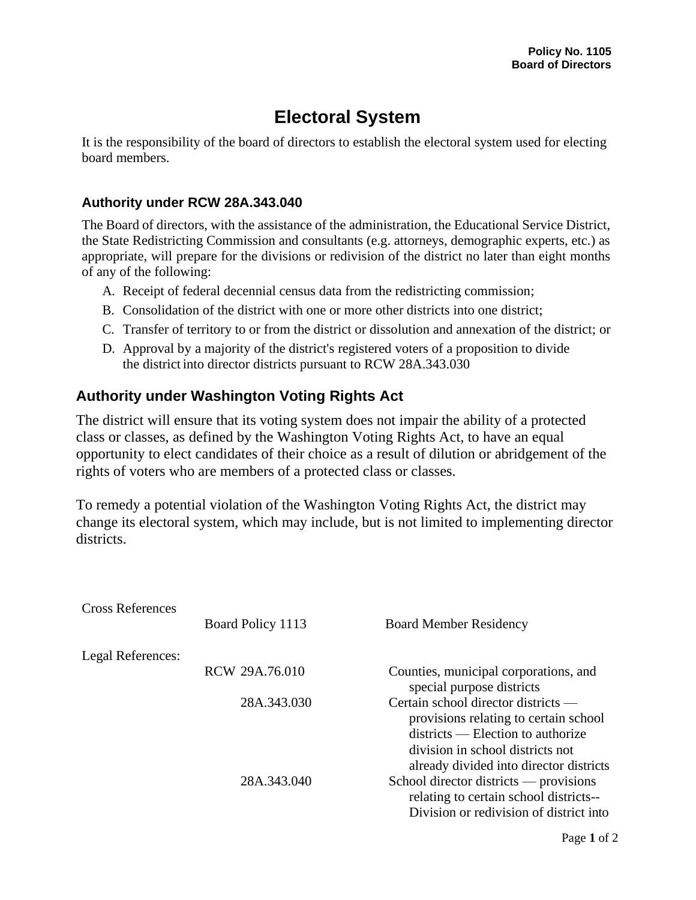**Policy No. 1105**
**Board of Directors**

# Electoral System

It is the responsibility of the board of directors to establish the electoral system used for electing board members.

### Authority under RCW 28A.343.040

The Board of directors, with the assistance of the administration, the Educational Service District, the State Redistricting Commission and consultants (e.g. attorneys, demographic experts, etc.) as appropriate, will prepare for the divisions or redivision of the district no later than eight months of any of the following:

A. Receipt of federal decennial census data from the redistricting commission;
B. Consolidation of the district with one or more other districts into one district;
C. Transfer of territory to or from the district or dissolution and annexation of the district; or
D. Approval by a majority of the district's registered voters of a proposition to divide the district into director districts pursuant to RCW 28A.343.030

## Authority under Washington Voting Rights Act

The district will ensure that its voting system does not impair the ability of a protected class or classes, as defined by the Washington Voting Rights Act, to have an equal opportunity to elect candidates of their choice as a result of dilution or abridgement of the rights of voters who are members of a protected class or classes.

To remedy a potential violation of the Washington Voting Rights Act, the district may change its electoral system, which may include, but is not limited to implementing director districts.

| | | |
|---|---|---|
| Cross References | Board Policy 1113 | Board Member Residency |
| Legal References: | RCW 29A.76.010 | Counties, municipal corporations, and special purpose districts |
| | 28A.343.030 | Certain school director districts — provisions relating to certain school districts — Election to authorize division in school districts not already divided into director districts |
| | 28A.343.040 | School director districts — provisions relating to certain school districts-- Division or redivision of district into |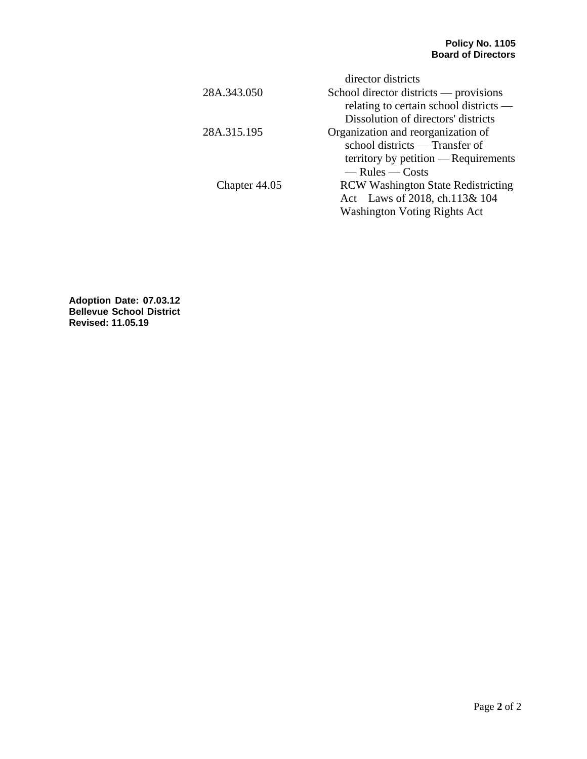| | |
|---|---|
| | director districts |
| 28A.343.050 | School director districts — provisions relating to certain school districts — Dissolution of directors' districts |
| 28A.315.195 | Organization and reorganization of school districts — Transfer of territory by petition — Requirements — Rules — Costs |
| Chapter 44.05 | RCW Washington State Redistricting Act Laws of 2018, ch.113& 104 Washington Voting Rights Act |

**Adoption Date: 07.03.12**
**Bellevue School District**
**Revised: 11.05.19**